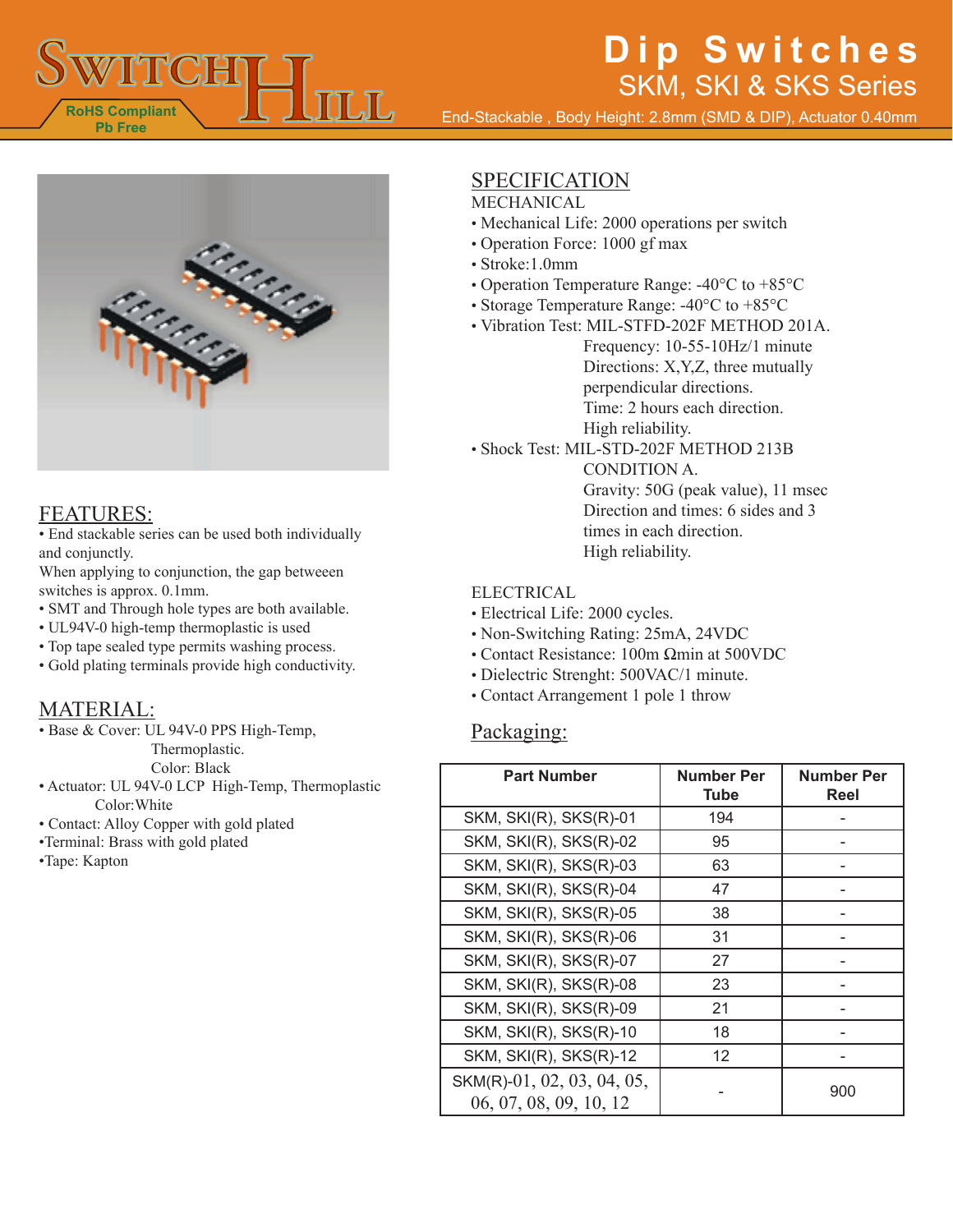# Dip Switches

## SKM, SKI & SKS Series

End-Stackable , Body Height: 2.8mm (SMD & DIP), Actuator 0.40mm

RoHS Compliant
Pb Free

## FEATURES:

- End stackable series can be used both individually and conjunctly.

When applying to conjunction, the gap betweeen switches is approx. 0.1mm.

- SMT and Through hole types are both available.
- UL94V-0 high-temp thermoplastic is used
- Top tape sealed type permits washing process.
- Gold plating terminals provide high conductivity.

## MATERIAL:

- Base & Cover: UL 94V-0 PPS High-Temp, Thermoplastic.
  Color: Black
- Actuator: UL 94V-0 LCP High-Temp, Thermoplastic
  Color:White
- Contact: Alloy Copper with gold plated
- Terminal: Brass with gold plated
- Tape: Kapton

## SPECIFICATION

### MECHANICAL

- Mechanical Life: 2000 operations per switch
- Operation Force: 1000 gf max
- Stroke:1.0mm
- Operation Temperature Range: -40°C to +85°C
- Storage Temperature Range: -40°C to +85°C
- Vibration Test: MIL-STFD-202F METHOD 201A.
  Frequency: 10-55-10Hz/1 minute
  Directions: X,Y,Z, three mutually perpendicular directions.
  Time: 2 hours each direction.
  High reliability.
- Shock Test: MIL-STD-202F METHOD 213B
  CONDITION A.
  Gravity: 50G (peak value), 11 msec
  Direction and times: 6 sides and 3 times in each direction.
  High reliability.

### ELECTRICAL

- Electrical Life: 2000 cycles.
- Non-Switching Rating: 25mA, 24VDC
- Contact Resistance: 100m Ωmin at 500VDC
- Dielectric Strenght: 500VAC/1 minute.
- Contact Arrangement 1 pole 1 throw

## Packaging:

| Part Number | Number Per Tube | Number Per Reel |
|---|---|---|
| SKM, SKI(R), SKS(R)-01 | 194 | - |
| SKM, SKI(R), SKS(R)-02 | 95 | - |
| SKM, SKI(R), SKS(R)-03 | 63 | - |
| SKM, SKI(R), SKS(R)-04 | 47 | - |
| SKM, SKI(R), SKS(R)-05 | 38 | - |
| SKM, SKI(R), SKS(R)-06 | 31 | - |
| SKM, SKI(R), SKS(R)-07 | 27 | - |
| SKM, SKI(R), SKS(R)-08 | 23 | - |
| SKM, SKI(R), SKS(R)-09 | 21 | - |
| SKM, SKI(R), SKS(R)-10 | 18 | - |
| SKM, SKI(R), SKS(R)-12 | 12 | - |
| SKM(R)-01, 02, 03, 04, 05, 06, 07, 08, 09, 10, 12 | - | 900 |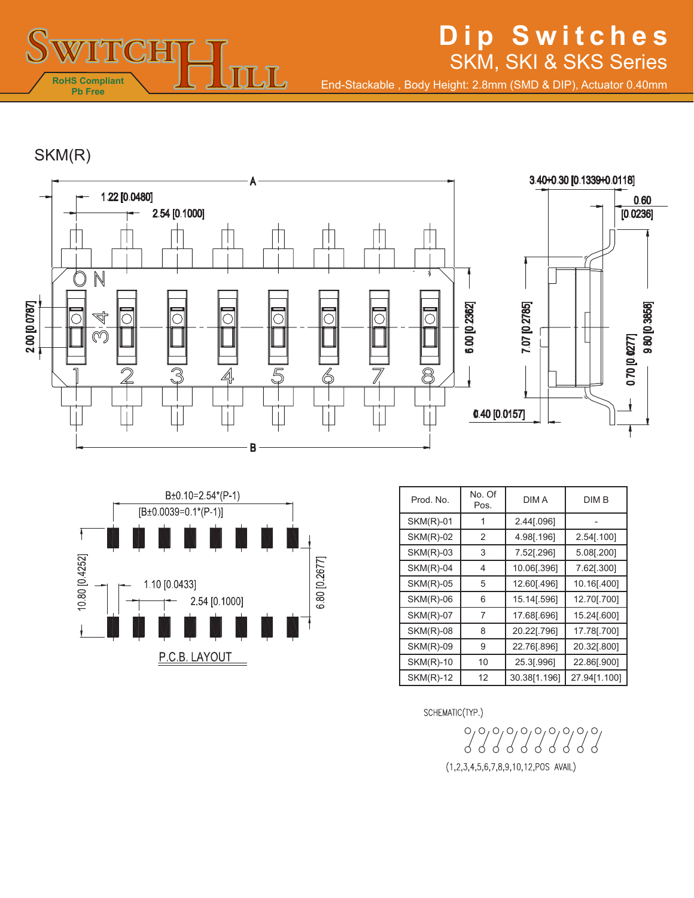# Dip Switches

## SKM, SKI & SKS Series

End-Stackable , Body Height: 2.8mm (SMD & DIP), Actuator 0.40mm

RoHS Compliant
Pb Free

## SKM(R)

A

1.22 [0.0480]

2.54 [0.1000]

3.40+0.30 [0.1339+0.0118]

0.60 [0.0236]

2.00 [0.0787]

6.00 [0.2362]

7.07 [0.2785]

0.70 [0.0277]

9.80 [0.3858]

0.40 [0.0157]

B

B±0.10=2.54*(P-1)
[B±0.0039=0.1*(P-1)]

10.80 [0.4252]

1.10 [0.0433]

2.54 [0.1000]

6.80 [0.2677]

P.C.B. LAYOUT

| Prod. No. | No. Of Pos. | DIM A | DIM B |
|---|---|---|---|
| SKM(R)-01 | 1 | 2.44[.096] | - |
| SKM(R)-02 | 2 | 4.98[.196] | 2.54[.100] |
| SKM(R)-03 | 3 | 7.52[.296] | 5.08[.200] |
| SKM(R)-04 | 4 | 10.06[.396] | 7.62[.300] |
| SKM(R)-05 | 5 | 12.60[.496] | 10.16[.400] |
| SKM(R)-06 | 6 | 15.14[.596] | 12.70[.700] |
| SKM(R)-07 | 7 | 17.68[.696] | 15.24[.600] |
| SKM(R)-08 | 8 | 20.22[.796] | 17.78[.700] |
| SKM(R)-09 | 9 | 22.76[.896] | 20.32[.800] |
| SKM(R)-10 | 10 | 25.3[.996] | 22.86[.900] |
| SKM(R)-12 | 12 | 30.38[1.196] | 27.94[1.100] |

SCHEMATIC(TYP.)

(1,2,3,4,5,6,7,8,9,10,12,POS AVAIL)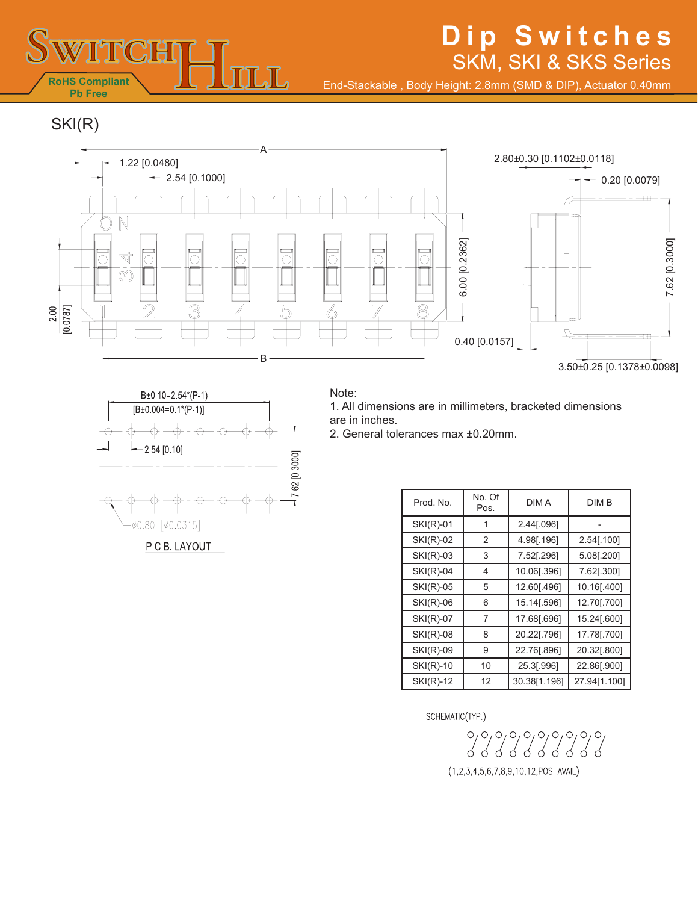# Dip Switches

## SKM, SKI & SKS Series

End-Stackable , Body Height: 2.8mm (SMD & DIP), Actuator 0.40mm

RoHS Compliant
Pb Free

## SKI(R)

A
1.22 [0.0480]
2.54 [0.1000]
2.80±0.30 [0.1102±0.0118]
0.20 [0.0079]
6.00 [0.2362]
7.62 [0.3000]
2.00 [0.0787]
0.40 [0.0157]
B
3.50±0.25 [0.1378±0.0098]

B±0.10=2.54*(P-1)
[B±0.004=0.1*(P-1)]
2.54 [0.10]
7.62 [0.3000]
⌀0.80 [⌀0.0315]

P.C.B. LAYOUT

Note:
1. All dimensions are in millimeters, bracketed dimensions are in inches.
2. General tolerances max ±0.20mm.

| Prod. No. | No. Of Pos. | DIM A | DIM B |
|---|---|---|---|
| SKI(R)-01 | 1 | 2.44[.096] | - |
| SKI(R)-02 | 2 | 4.98[.196] | 2.54[.100] |
| SKI(R)-03 | 3 | 7.52[.296] | 5.08[.200] |
| SKI(R)-04 | 4 | 10.06[.396] | 7.62[.300] |
| SKI(R)-05 | 5 | 12.60[.496] | 10.16[.400] |
| SKI(R)-06 | 6 | 15.14[.596] | 12.70[.700] |
| SKI(R)-07 | 7 | 17.68[.696] | 15.24[.600] |
| SKI(R)-08 | 8 | 20.22[.796] | 17.78[.700] |
| SKI(R)-09 | 9 | 22.76[.896] | 20.32[.800] |
| SKI(R)-10 | 10 | 25.3[.996] | 22.86[.900] |
| SKI(R)-12 | 12 | 30.38[1.196] | 27.94[1.100] |

SCHEMATIC(TYP.)

(1,2,3,4,5,6,7,8,9,10,12,POS AVAIL)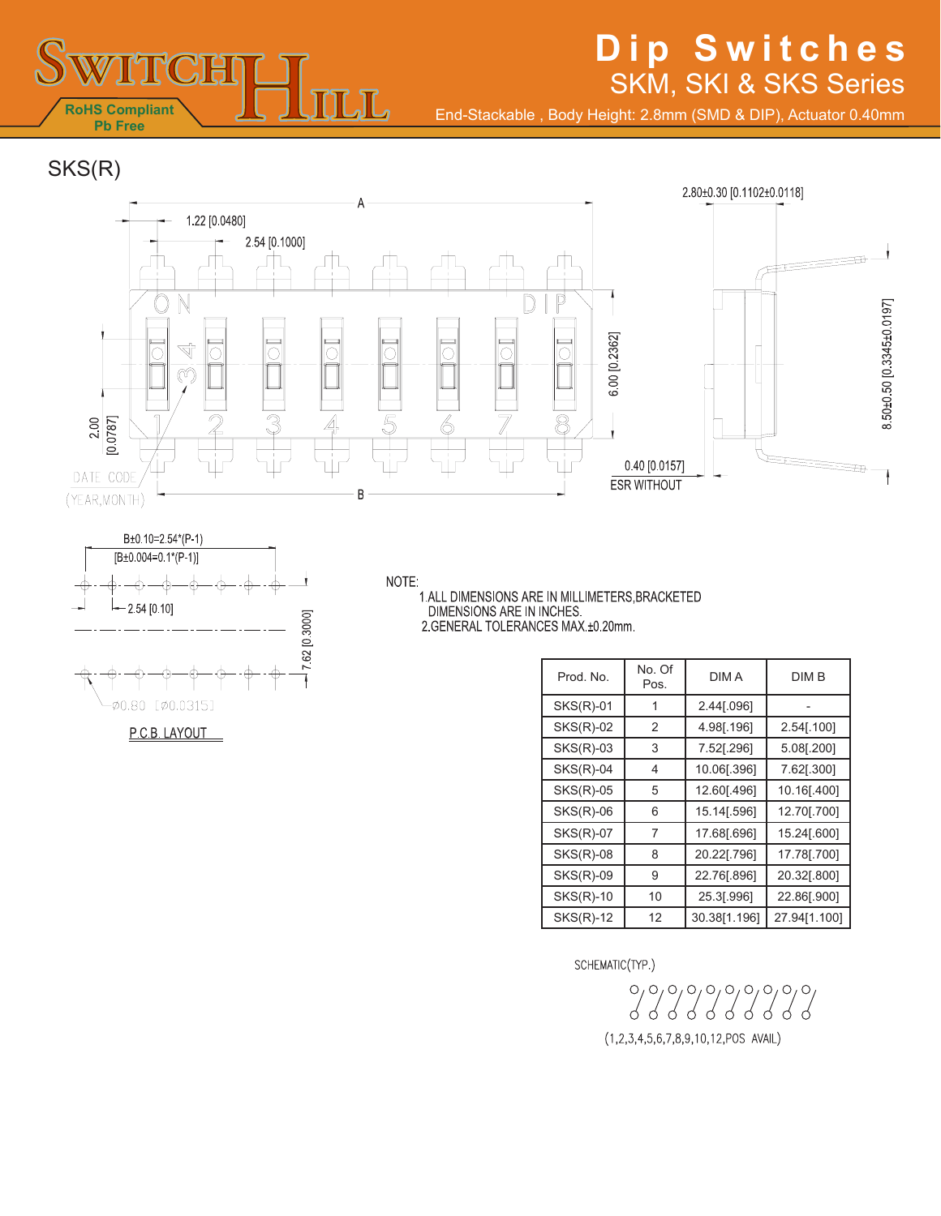# Dip Switches

## SKM, SKI & SKS Series

End-Stackable , Body Height: 2.8mm (SMD & DIP), Actuator 0.40mm

RoHS Compliant
Pb Free

## SKS(R)

A

1.22 [0.0480]

2.54 [0.1000]

2.80±0.30 [0.1102±0.0118]

ON DIP

6.00 [0.2362]

8.50±0.50 [0.3345±0.0197]

2.00 [0.0787]

DATE CODE (YEAR,MONTH)

B

0.40 [0.0157]
ESR WITHOUT

B±0.10=2.54*(P-1)
[B±0.004=0.1*(P-1)]

2.54 [0.10]

7.62 [0.3000]

Ø0.80 [Ø0.0315]

P.C.B. LAYOUT

NOTE:
1. ALL DIMENSIONS ARE IN MILLIMETERS,BRACKETED DIMENSIONS ARE IN INCHES.
2. GENERAL TOLERANCES MAX.±0.20mm.

| Prod. No. | No. Of Pos. | DIM A | DIM B |
|---|---|---|---|
| SKS(R)-01 | 1 | 2.44[.096] | - |
| SKS(R)-02 | 2 | 4.98[.196] | 2.54[.100] |
| SKS(R)-03 | 3 | 7.52[.296] | 5.08[.200] |
| SKS(R)-04 | 4 | 10.06[.396] | 7.62[.300] |
| SKS(R)-05 | 5 | 12.60[.496] | 10.16[.400] |
| SKS(R)-06 | 6 | 15.14[.596] | 12.70[.700] |
| SKS(R)-07 | 7 | 17.68[.696] | 15.24[.600] |
| SKS(R)-08 | 8 | 20.22[.796] | 17.78[.700] |
| SKS(R)-09 | 9 | 22.76[.896] | 20.32[.800] |
| SKS(R)-10 | 10 | 25.3[.996] | 22.86[.900] |
| SKS(R)-12 | 12 | 30.38[1.196] | 27.94[1.100] |

SCHEMATIC(TYP.)

(1,2,3,4,5,6,7,8,9,10,12,POS AVAIL)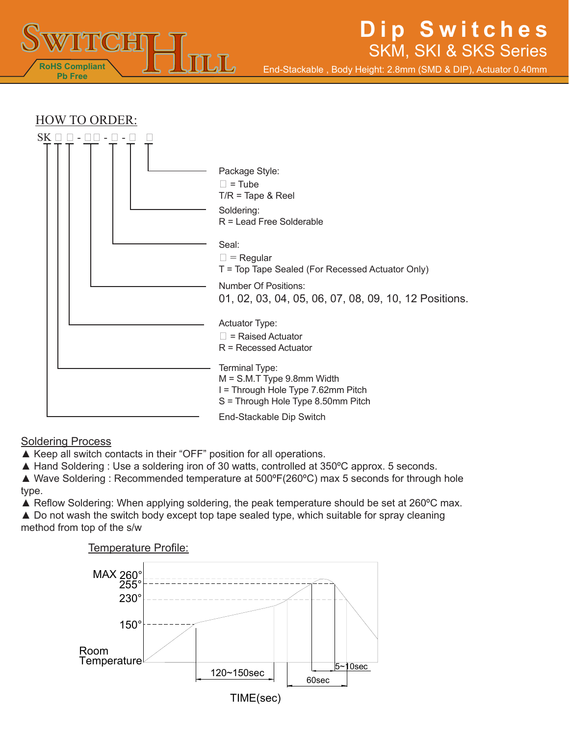# HOW TO ORDER:

SK □ □ - □□ - □ - □ □

- Package Style:
  - □ = Tube
  - T/R = Tape & Reel
- Soldering:
  - R = Lead Free Solderable
- Seal:
  - □ = Regular
  - T = Top Tape Sealed (For Recessed Actuator Only)
- Number Of Positions:
  - 01, 02, 03, 04, 05, 06, 07, 08, 09, 10, 12 Positions.
- Actuator Type:
  - □ = Raised Actuator
  - R = Recessed Actuator
- Terminal Type:
  - M = S.M.T Type 9.8mm Width
  - I = Through Hole Type 7.62mm Pitch
  - S = Through Hole Type 8.50mm Pitch
- End-Stackable Dip Switch

## Soldering Process

▲ Keep all switch contacts in their “OFF” position for all operations.

▲ Hand Soldering : Use a soldering iron of 30 watts, controlled at 350ºC approx. 5 seconds.

▲ Wave Soldering : Recommended temperature at 500ºF(260ºC) max 5 seconds for through hole type.

▲ Reflow Soldering: When applying soldering, the peak temperature should be set at 260ºC max.

▲ Do not wash the switch body except top tape sealed type, which suitable for spray cleaning method from top of the s/w

## Temperature Profile:

MAX 260°
255°
230°
150°
Room Temperature
120~150sec
60sec
5~10sec
TIME(sec)